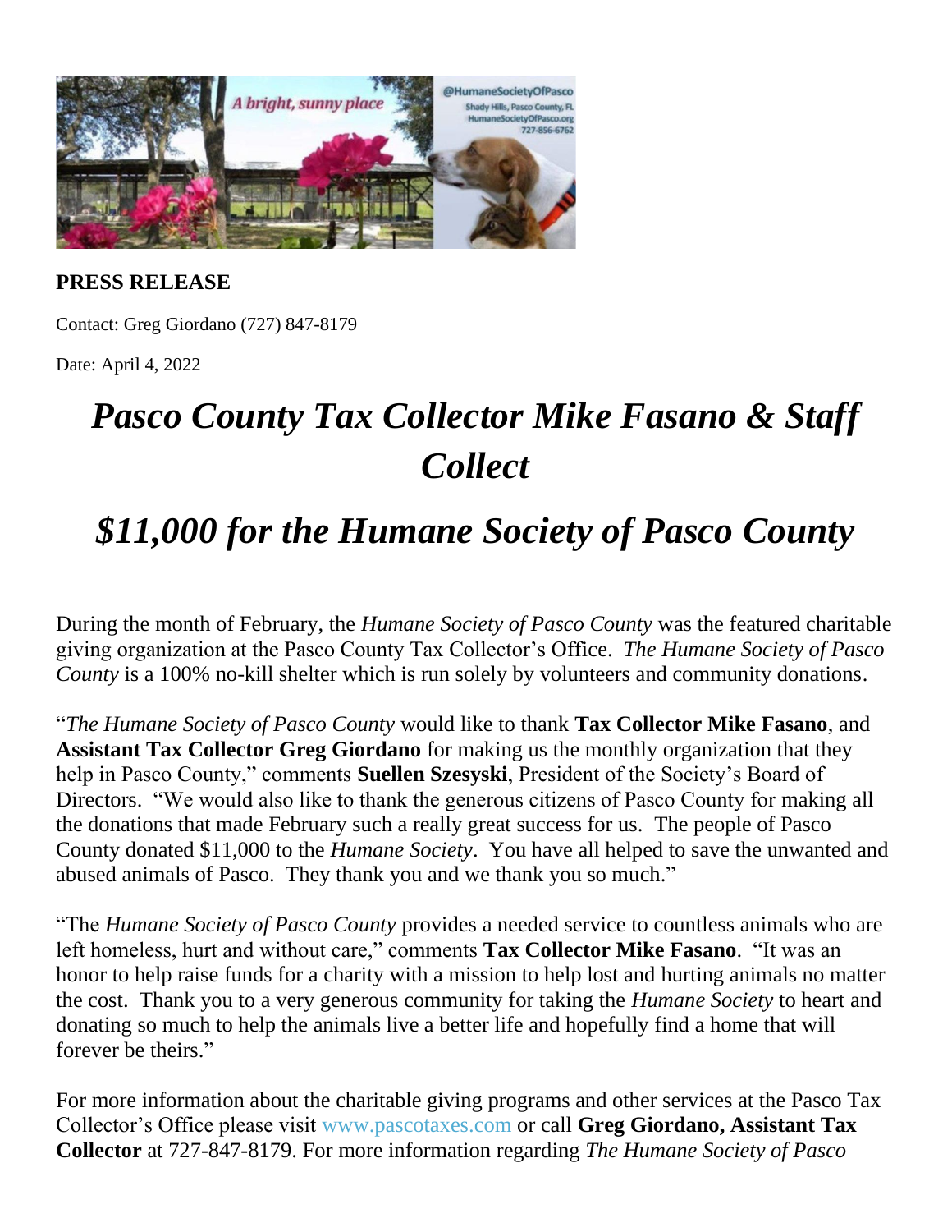**PRESS RELEASE**

Contact: Greg Giordano (727) 847-8179

Date: April 4, 2022

# *Pasco County Tax Collector Mike Fasano & Staff Collect*

# *$11,000 for the Humane Society of Pasco County*

During the month of February, the *Humane Society of Pasco County* was the featured charitable giving organization at the Pasco County Tax Collector's Office. *The Humane Society of Pasco County* is a 100% no-kill shelter which is run solely by volunteers and community donations.

"*The Humane Society of Pasco County* would like to thank **Tax Collector Mike Fasano**, and **Assistant Tax Collector Greg Giordano** for making us the monthly organization that they help in Pasco County," comments **Suellen Szesyski**, President of the Society's Board of Directors. "We would also like to thank the generous citizens of Pasco County for making all the donations that made February such a really great success for us. The people of Pasco County donated $11,000 to the *Humane Society*. You have all helped to save the unwanted and abused animals of Pasco. They thank you and we thank you so much."

"The *Humane Society of Pasco County* provides a needed service to countless animals who are left homeless, hurt and without care," comments **Tax Collector Mike Fasano**. "It was an honor to help raise funds for a charity with a mission to help lost and hurting animals no matter the cost. Thank you to a very generous community for taking the *Humane Society* to heart and donating so much to help the animals live a better life and hopefully find a home that will forever be theirs."

For more information about the charitable giving programs and other services at the Pasco Tax Collector's Office please visit www.pascotaxes.com or call **Greg Giordano, Assistant Tax Collector** at 727-847-8179. For more information regarding *The Humane Society of Pasco*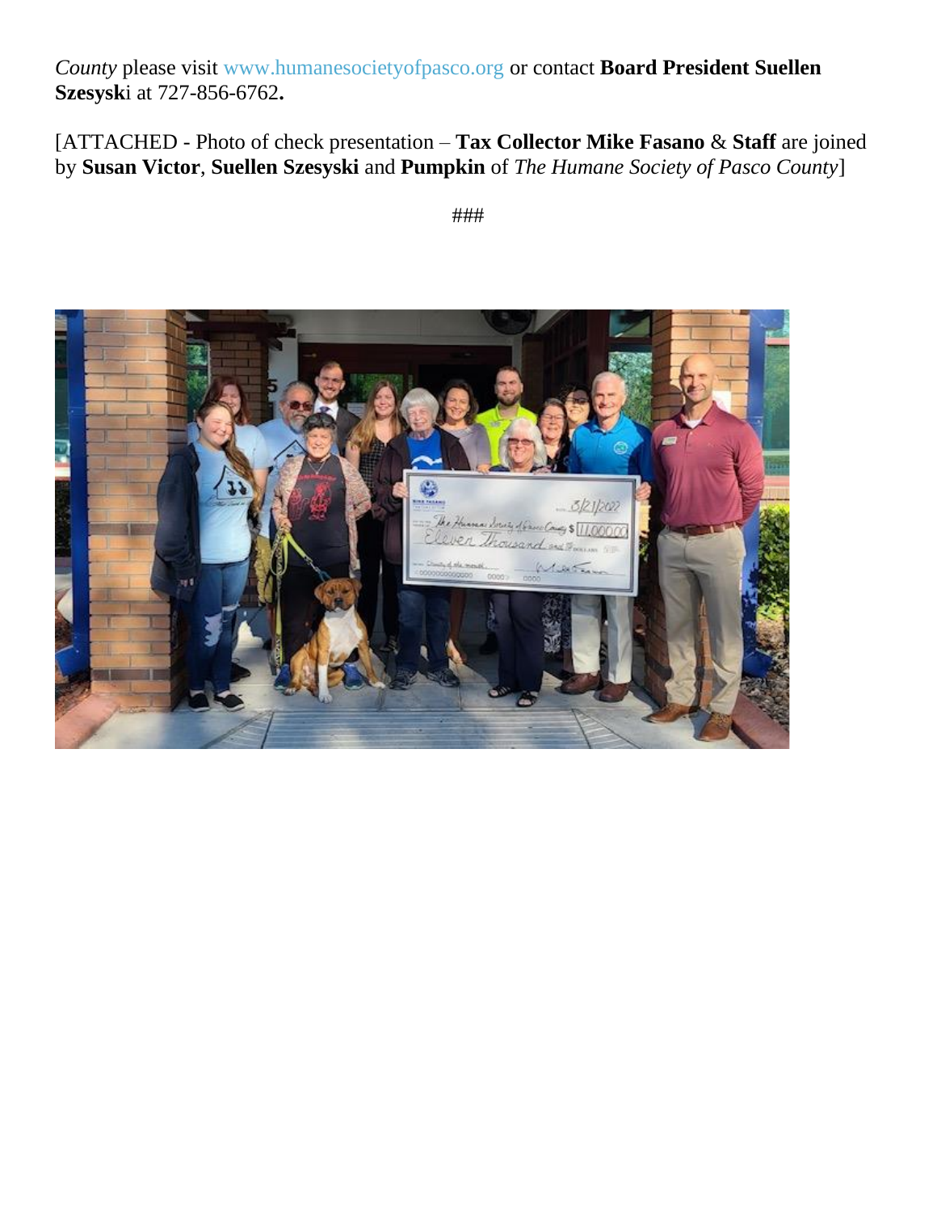*County* please visit www.humanesocietyofpasco.org or contact **Board President Suellen Szesyski** at 727-856-6762**.**

[ATTACHED - Photo of check presentation – **Tax Collector Mike Fasano** & **Staff** are joined by **Susan Victor**, **Suellen Szesyski** and **Pumpkin** of *The Humane Society of Pasco County*]

###